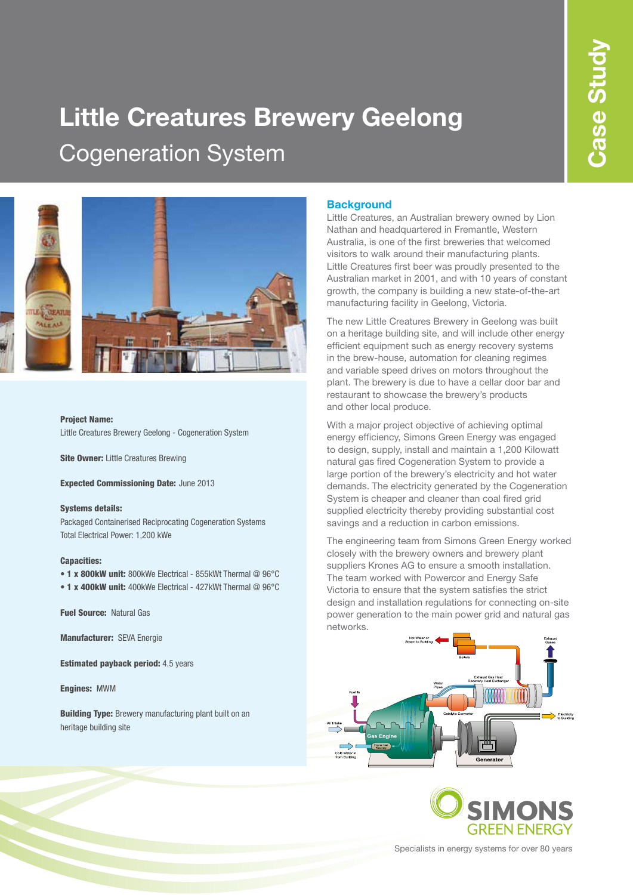# Little Creatures Brewery Geelong

## Cogeneration System

Case Study

**Project Name:**
Little Creatures Brewery Geelong - Cogeneration System

**Site Owner:** Little Creatures Brewing

**Expected Commissioning Date:** June 2013

**Systems details:**
Packaged Containerised Reciprocating Cogeneration Systems
Total Electrical Power: 1,200 kWe

**Capacities:**
- **1 x 800kW unit:** 800kWe Electrical - 855kWt Thermal @ 96°C
- **1 x 400kW unit:** 400kWe Electrical - 427kWt Thermal @ 96°C

**Fuel Source:** Natural Gas

**Manufacturer:** SEVA Energie

**Estimated payback period:** 4.5 years

**Engines:** MWM

**Building Type:** Brewery manufacturing plant built on an heritage building site

## Background

Little Creatures, an Australian brewery owned by Lion Nathan and headquartered in Fremantle, Western Australia, is one of the first breweries that welcomed visitors to walk around their manufacturing plants. Little Creatures first beer was proudly presented to the Australian market in 2001, and with 10 years of constant growth, the company is building a new state-of-the-art manufacturing facility in Geelong, Victoria.

The new Little Creatures Brewery in Geelong was built on a heritage building site, and will include other energy efficient equipment such as energy recovery systems in the brew-house, automation for cleaning regimes and variable speed drives on motors throughout the plant. The brewery is due to have a cellar door bar and restaurant to showcase the brewery's products and other local produce.

With a major project objective of achieving optimal energy efficiency, Simons Green Energy was engaged to design, supply, install and maintain a 1,200 Kilowatt natural gas fired Cogeneration System to provide a large portion of the brewery's electricity and hot water demands. The electricity generated by the Cogeneration System is cheaper and cleaner than coal fired grid supplied electricity thereby providing substantial cost savings and a reduction in carbon emissions.

The engineering team from Simons Green Energy worked closely with the brewery owners and brewery plant suppliers Krones AG to ensure a smooth installation. The team worked with Powercor and Energy Safe Victoria to ensure that the system satisfies the strict design and installation regulations for connecting on-site power generation to the main power grid and natural gas networks.

SIMONS GREEN ENERGY

Specialists in energy systems for over 80 years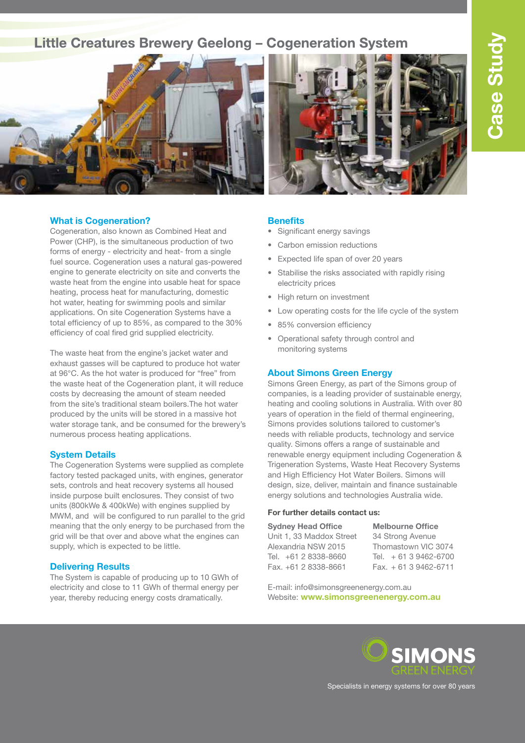# Little Creatures Brewery Geelong – Cogeneration System

Case Study

## What is Cogeneration?

Cogeneration, also known as Combined Heat and Power (CHP), is the simultaneous production of two forms of energy - electricity and heat- from a single fuel source. Cogeneration uses a natural gas-powered engine to generate electricity on site and converts the waste heat from the engine into usable heat for space heating, process heat for manufacturing, domestic hot water, heating for swimming pools and similar applications. On site Cogeneration Systems have a total efficiency of up to 85%, as compared to the 30% efficiency of coal fired grid supplied electricity.

The waste heat from the engine's jacket water and exhaust gasses will be captured to produce hot water at 96°C. As the hot water is produced for "free" from the waste heat of the Cogeneration plant, it will reduce costs by decreasing the amount of steam needed from the site's traditional steam boilers.The hot water produced by the units will be stored in a massive hot water storage tank, and be consumed for the brewery's numerous process heating applications.

## System Details

The Cogeneration Systems were supplied as complete factory tested packaged units, with engines, generator sets, controls and heat recovery systems all housed inside purpose built enclosures. They consist of two units (800kWe & 400kWe) with engines supplied by MWM, and will be configured to run parallel to the grid meaning that the only energy to be purchased from the grid will be that over and above what the engines can supply, which is expected to be little.

## Delivering Results

The System is capable of producing up to 10 GWh of electricity and close to 11 GWh of thermal energy per year, thereby reducing energy costs dramatically.

## Benefits

- Significant energy savings
- Carbon emission reductions
- Expected life span of over 20 years
- Stabilise the risks associated with rapidly rising electricity prices
- High return on investment
- Low operating costs for the life cycle of the system
- 85% conversion efficiency
- Operational safety through control and monitoring systems

## About Simons Green Energy

Simons Green Energy, as part of the Simons group of companies, is a leading provider of sustainable energy, heating and cooling solutions in Australia. With over 80 years of operation in the field of thermal engineering, Simons provides solutions tailored to customer's needs with reliable products, technology and service quality. Simons offers a range of sustainable and renewable energy equipment including Cogeneration & Trigeneration Systems, Waste Heat Recovery Systems and High Efficiency Hot Water Boilers. Simons will design, size, deliver, maintain and finance sustainable energy solutions and technologies Australia wide.

**For further details contact us:**

**Sydney Head Office**
Unit 1, 33 Maddox Street
Alexandria NSW 2015
Tel. +61 2 8338-8660
Fax. +61 2 8338-8661

**Melbourne Office**
34 Strong Avenue
Thomastown VIC 3074
Tel. + 61 3 9462-6700
Fax. + 61 3 9462-6711

E-mail: info@simonsgreenenergy.com.au
Website: **www.simonsgreenenergy.com.au**

SIMONS GREEN ENERGY

Specialists in energy systems for over 80 years